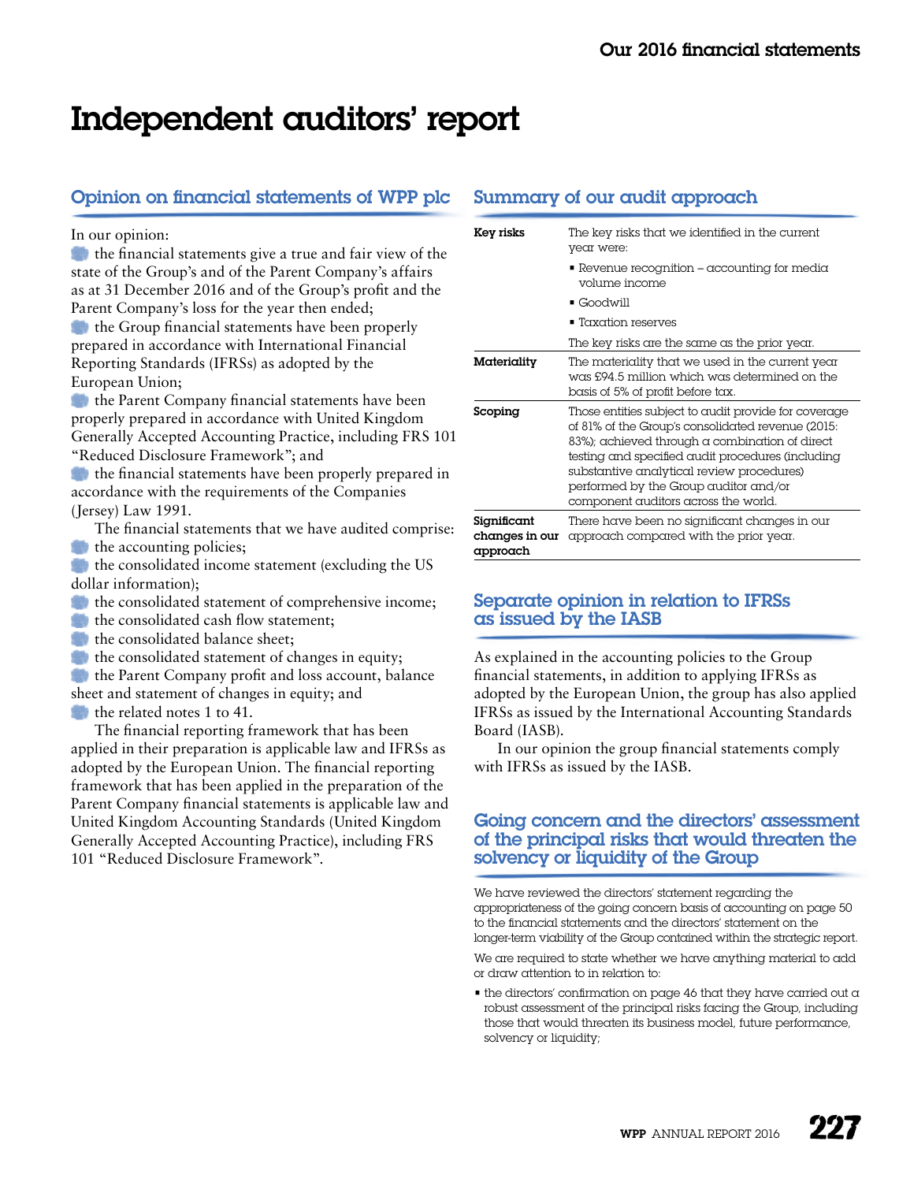# Independent auditors' report

## Opinion on financial statements of WPP plc

In our opinion:

- the financial statements give a true and fair view of the state of the Group's and of the Parent Company's affairs as at 31 December 2016 and of the Group's profit and the Parent Company's loss for the year then ended;
- the Group financial statements have been properly prepared in accordance with International Financial Reporting Standards (IFRSs) as adopted by the European Union;
- the Parent Company financial statements have been properly prepared in accordance with United Kingdom Generally Accepted Accounting Practice, including FRS 101 "Reduced Disclosure Framework"; and
- the financial statements have been properly prepared in accordance with the requirements of the Companies (Jersey) Law 1991.

The financial statements that we have audited comprise:

- the accounting policies;
- the consolidated income statement (excluding the US dollar information);
- the consolidated statement of comprehensive income;
- the consolidated cash flow statement;
- the consolidated balance sheet;
- the consolidated statement of changes in equity;
- the Parent Company profit and loss account, balance sheet and statement of changes in equity; and
- the related notes 1 to 41.

The financial reporting framework that has been applied in their preparation is applicable law and IFRSs as adopted by the European Union. The financial reporting framework that has been applied in the preparation of the Parent Company financial statements is applicable law and United Kingdom Accounting Standards (United Kingdom Generally Accepted Accounting Practice), including FRS 101 "Reduced Disclosure Framework".

## Summary of our audit approach

| | |
|---|---|
| **Key risks** | The key risks that we identified in the current year were:<br>▪ Revenue recognition – accounting for media volume income<br>▪ Goodwill<br>▪ Taxation reserves<br>The key risks are the same as the prior year. |
| **Materiality** | The materiality that we used in the current year was £94.5 million which was determined on the basis of 5% of profit before tax. |
| **Scoping** | Those entities subject to audit provide for coverage of 81% of the Group's consolidated revenue (2015: 83%); achieved through a combination of direct testing and specified audit procedures (including substantive analytical review procedures) performed by the Group auditor and/or component auditors across the world. |
| **Significant changes in our approach** | There have been no significant changes in our approach compared with the prior year. |

## Separate opinion in relation to IFRSs as issued by the IASB

As explained in the accounting policies to the Group financial statements, in addition to applying IFRSs as adopted by the European Union, the group has also applied IFRSs as issued by the International Accounting Standards Board (IASB).

In our opinion the group financial statements comply with IFRSs as issued by the IASB.

## Going concern and the directors' assessment of the principal risks that would threaten the solvency or liquidity of the Group

We have reviewed the directors' statement regarding the appropriateness of the going concern basis of accounting on page 50 to the financial statements and the directors' statement on the longer-term viability of the Group contained within the strategic report.

We are required to state whether we have anything material to add or draw attention to in relation to:

- the directors' confirmation on page 46 that they have carried out a robust assessment of the principal risks facing the Group, including those that would threaten its business model, future performance, solvency or liquidity;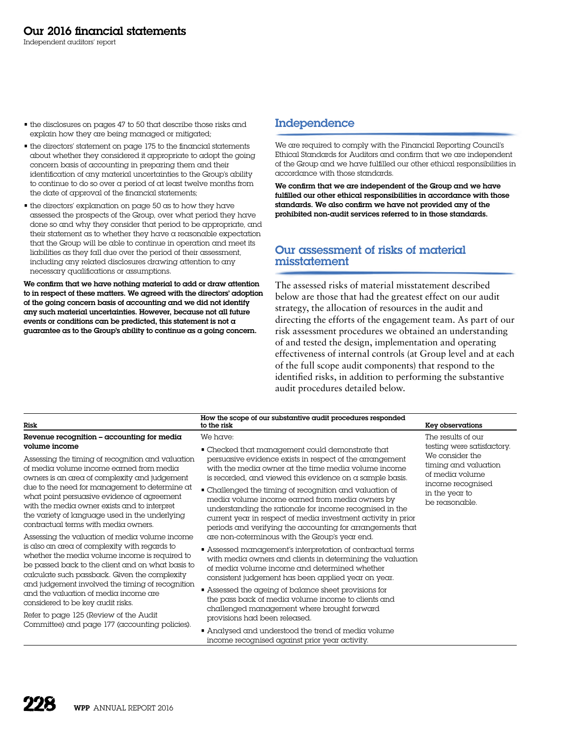- the disclosures on pages 47 to 50 that describe those risks and explain how they are being managed or mitigated;
- the directors' statement on page 175 to the financial statements about whether they considered it appropriate to adopt the going concern basis of accounting in preparing them and their identification of any material uncertainties to the Group's ability to continue to do so over a period of at least twelve months from the date of approval of the financial statements;
- the directors' explanation on page 50 as to how they have assessed the prospects of the Group, over what period they have done so and why they consider that period to be appropriate, and their statement as to whether they have a reasonable expectation that the Group will be able to continue in operation and meet its liabilities as they fall due over the period of their assessment, including any related disclosures drawing attention to any necessary qualifications or assumptions.

**We confirm that we have nothing material to add or draw attention to in respect of these matters. We agreed with the directors' adoption of the going concern basis of accounting and we did not identify any such material uncertainties. However, because not all future events or conditions can be predicted, this statement is not a guarantee as to the Group's ability to continue as a going concern.**

## Independence

We are required to comply with the Financial Reporting Council's Ethical Standards for Auditors and confirm that we are independent of the Group and we have fulfilled our other ethical responsibilities in accordance with those standards.

**We confirm that we are independent of the Group and we have fulfilled our other ethical responsibilities in accordance with those standards. We also confirm we have not provided any of the prohibited non-audit services referred to in those standards.**

## Our assessment of risks of material misstatement

The assessed risks of material misstatement described below are those that had the greatest effect on our audit strategy, the allocation of resources in the audit and directing the efforts of the engagement team. As part of our risk assessment procedures we obtained an understanding of and tested the design, implementation and operating effectiveness of internal controls (at Group level and at each of the full scope audit components) that respond to the identified risks, in addition to performing the substantive audit procedures detailed below.

| Risk | How the scope of our substantive audit procedures responded to the risk | Key observations |
|---|---|---|
| **Revenue recognition – accounting for media volume income**<br><br>Assessing the timing of recognition and valuation of media volume income earned from media owners is an area of complexity and judgement due to the need for management to determine at what point persuasive evidence of agreement with the media owner exists and to interpret the variety of language used in the underlying contractual terms with media owners.<br><br>Assessing the valuation of media volume income is also an area of complexity with regards to whether the media volume income is required to be passed back to the client and on what basis to calculate such passback. Given the complexity and judgement involved the timing of recognition and the valuation of media income are considered to be key audit risks.<br><br>Refer to page 125 (Review of the Audit Committee) and page 177 (accounting policies). | We have:<br><br>- Checked that management could demonstrate that persuasive evidence exists in respect of the arrangement with the media owner at the time media volume income is recorded, and viewed this evidence on a sample basis.<br>- Challenged the timing of recognition and valuation of media volume income earned from media owners by understanding the rationale for income recognised in the current year in respect of media investment activity in prior periods and verifying the accounting for arrangements that are non-coterminous with the Group's year end.<br>- Assessed management's interpretation of contractual terms with media owners and clients in determining the valuation of media volume income and determined whether consistent judgement has been applied year on year.<br>- Assessed the ageing of balance sheet provisions for the pass back of media volume income to clients and challenged management where brought forward provisions had been released.<br>- Analysed and understood the trend of media volume income recognised against prior year activity. | The results of our testing were satisfactory. We consider the timing and valuation of media volume income recognised in the year to be reasonable. |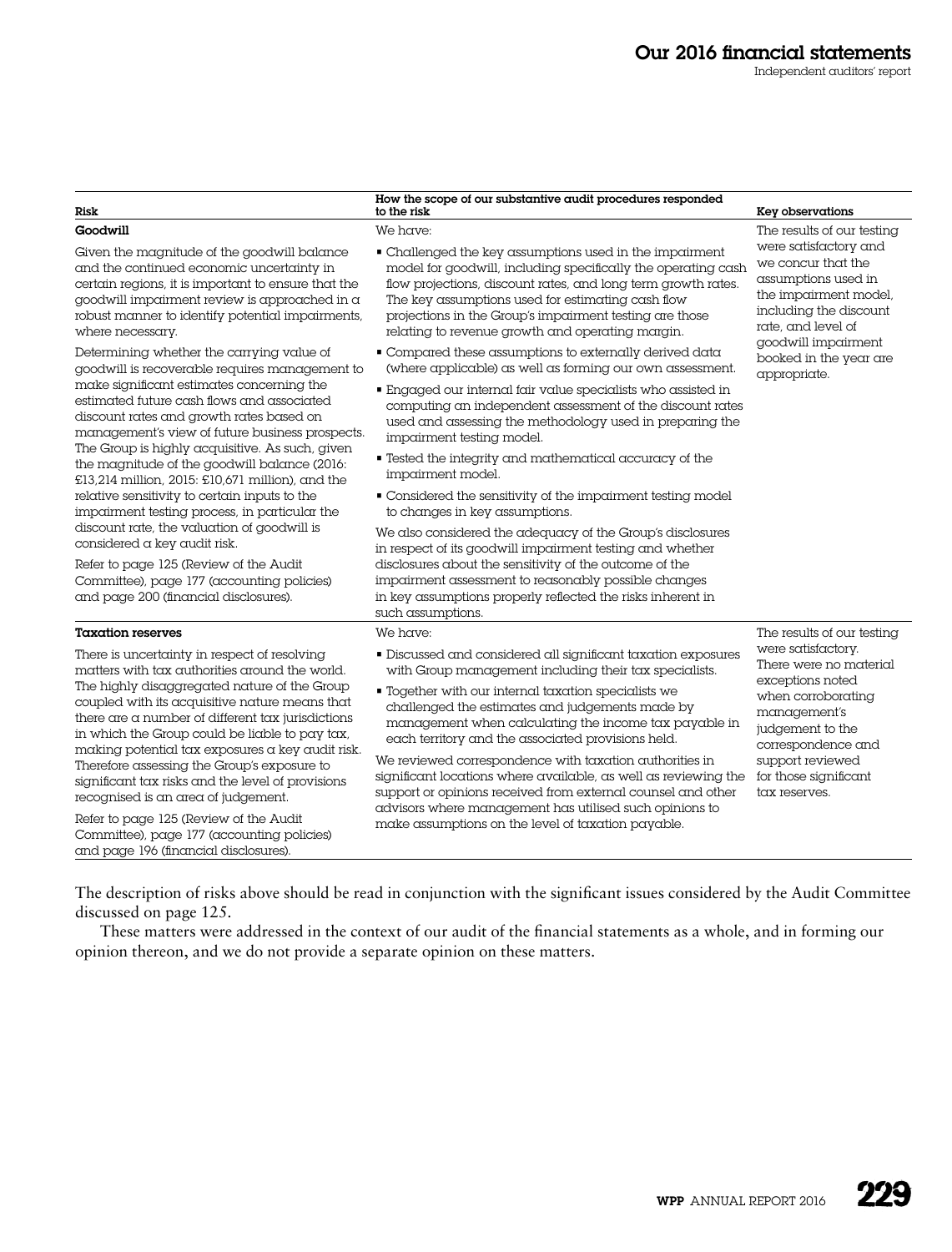| Risk | How the scope of our substantive audit procedures responded to the risk | Key observations |
|---|---|---|
| **Goodwill**<br><br>Given the magnitude of the goodwill balance and the continued economic uncertainty in certain regions, it is important to ensure that the goodwill impairment review is approached in a robust manner to identify potential impairments, where necessary.<br><br>Determining whether the carrying value of goodwill is recoverable requires management to make significant estimates concerning the estimated future cash flows and associated discount rates and growth rates based on management's view of future business prospects. The Group is highly acquisitive. As such, given the magnitude of the goodwill balance (2016: £13,214 million, 2015: £10,671 million), and the relative sensitivity to certain inputs to the impairment testing process, in particular the discount rate, the valuation of goodwill is considered a key audit risk.<br><br>Refer to page 125 (Review of the Audit Committee), page 177 (accounting policies) and page 200 (financial disclosures). | We have:<br><br>▪ Challenged the key assumptions used in the impairment model for goodwill, including specifically the operating cash flow projections, discount rates, and long term growth rates. The key assumptions used for estimating cash flow projections in the Group's impairment testing are those relating to revenue growth and operating margin.<br><br>▪ Compared these assumptions to externally derived data (where applicable) as well as forming our own assessment.<br><br>▪ Engaged our internal fair value specialists who assisted in computing an independent assessment of the discount rates used and assessing the methodology used in preparing the impairment testing model.<br><br>▪ Tested the integrity and mathematical accuracy of the impairment model.<br><br>▪ Considered the sensitivity of the impairment testing model to changes in key assumptions.<br><br>We also considered the adequacy of the Group's disclosures in respect of its goodwill impairment testing and whether disclosures about the sensitivity of the outcome of the impairment assessment to reasonably possible changes in key assumptions properly reflected the risks inherent in such assumptions. | The results of our testing were satisfactory and we concur that the assumptions used in the impairment model, including the discount rate, and level of goodwill impairment booked in the year are appropriate. |
| **Taxation reserves**<br><br>There is uncertainty in respect of resolving matters with tax authorities around the world. The highly disaggregated nature of the Group coupled with its acquisitive nature means that there are a number of different tax jurisdictions in which the Group could be liable to pay tax, making potential tax exposures a key audit risk. Therefore assessing the Group's exposure to significant tax risks and the level of provisions recognised is an area of judgement.<br><br>Refer to page 125 (Review of the Audit Committee), page 177 (accounting policies) and page 196 (financial disclosures). | We have:<br><br>▪ Discussed and considered all significant taxation exposures with Group management including their tax specialists.<br><br>▪ Together with our internal taxation specialists we challenged the estimates and judgements made by management when calculating the income tax payable in each territory and the associated provisions held.<br><br>We reviewed correspondence with taxation authorities in significant locations where available, as well as reviewing the support or opinions received from external counsel and other advisors where management has utilised such opinions to make assumptions on the level of taxation payable. | The results of our testing were satisfactory. There were no material exceptions noted when corroborating management's judgement to the correspondence and support reviewed for those significant tax reserves. |

The description of risks above should be read in conjunction with the significant issues considered by the Audit Committee discussed on page 125.

These matters were addressed in the context of our audit of the financial statements as a whole, and in forming our opinion thereon, and we do not provide a separate opinion on these matters.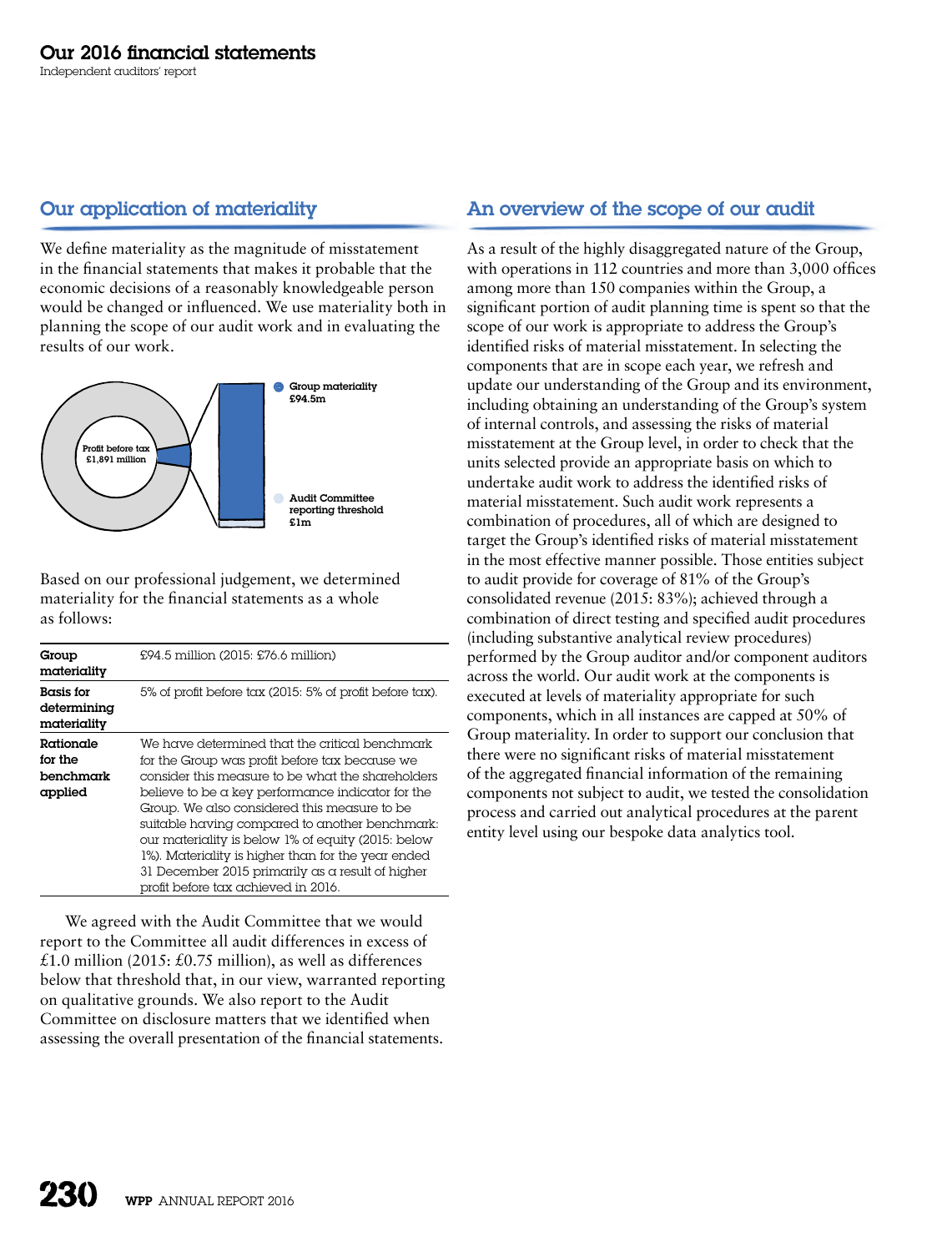## Our application of materiality

We define materiality as the magnitude of misstatement in the financial statements that makes it probable that the economic decisions of a reasonably knowledgeable person would be changed or influenced. We use materiality both in planning the scope of our audit work and in evaluating the results of our work.

Profit before tax £1,891 million

Group materiality £94.5m

Audit Committee reporting threshold £1m

Based on our professional judgement, we determined materiality for the financial statements as a whole as follows:

| | |
|---|---|
| **Group materiality** | £94.5 million (2015: £76.6 million) |
| **Basis for determining materiality** | 5% of profit before tax (2015: 5% of profit before tax). |
| **Rationale for the benchmark applied** | We have determined that the critical benchmark for the Group was profit before tax because we consider this measure to be what the shareholders believe to be a key performance indicator for the Group. We also considered this measure to be suitable having compared to another benchmark: our materiality is below 1% of equity (2015: below 1%). Materiality is higher than for the year ended 31 December 2015 primarily as a result of higher profit before tax achieved in 2016. |

We agreed with the Audit Committee that we would report to the Committee all audit differences in excess of £1.0 million (2015: £0.75 million), as well as differences below that threshold that, in our view, warranted reporting on qualitative grounds. We also report to the Audit Committee on disclosure matters that we identified when assessing the overall presentation of the financial statements.

## An overview of the scope of our audit

As a result of the highly disaggregated nature of the Group, with operations in 112 countries and more than 3,000 offices among more than 150 companies within the Group, a significant portion of audit planning time is spent so that the scope of our work is appropriate to address the Group's identified risks of material misstatement. In selecting the components that are in scope each year, we refresh and update our understanding of the Group and its environment, including obtaining an understanding of the Group's system of internal controls, and assessing the risks of material misstatement at the Group level, in order to check that the units selected provide an appropriate basis on which to undertake audit work to address the identified risks of material misstatement. Such audit work represents a combination of procedures, all of which are designed to target the Group's identified risks of material misstatement in the most effective manner possible. Those entities subject to audit provide for coverage of 81% of the Group's consolidated revenue (2015: 83%); achieved through a combination of direct testing and specified audit procedures (including substantive analytical review procedures) performed by the Group auditor and/or component auditors across the world. Our audit work at the components is executed at levels of materiality appropriate for such components, which in all instances are capped at 50% of Group materiality. In order to support our conclusion that there were no significant risks of material misstatement of the aggregated financial information of the remaining components not subject to audit, we tested the consolidation process and carried out analytical procedures at the parent entity level using our bespoke data analytics tool.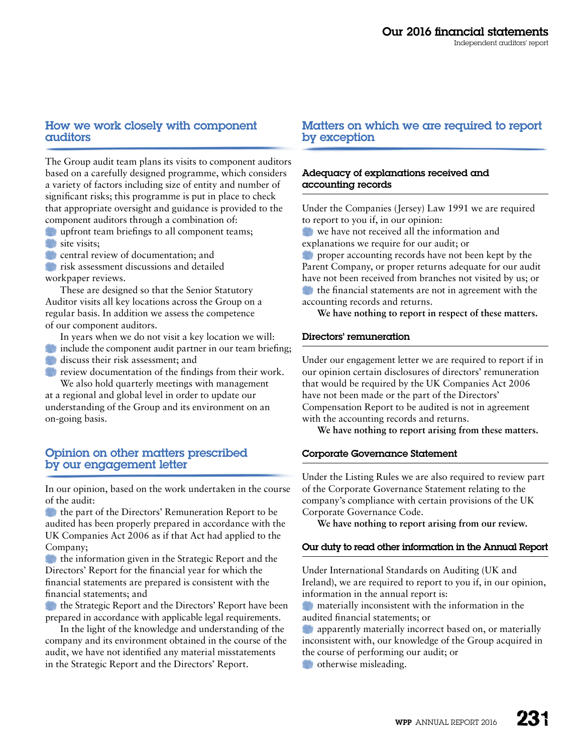## How we work closely with component auditors

The Group audit team plans its visits to component auditors based on a carefully designed programme, which considers a variety of factors including size of entity and number of significant risks; this programme is put in place to check that appropriate oversight and guidance is provided to the component auditors through a combination of:

- upfront team briefings to all component teams;
- site visits;
- central review of documentation; and
- risk assessment discussions and detailed workpaper reviews.

These are designed so that the Senior Statutory Auditor visits all key locations across the Group on a regular basis. In addition we assess the competence of our component auditors.

In years when we do not visit a key location we will:

- include the component audit partner in our team briefing;
- discuss their risk assessment; and
- review documentation of the findings from their work.

We also hold quarterly meetings with management at a regional and global level in order to update our understanding of the Group and its environment on an on-going basis.

## Opinion on other matters prescribed by our engagement letter

In our opinion, based on the work undertaken in the course of the audit:

- the part of the Directors' Remuneration Report to be audited has been properly prepared in accordance with the UK Companies Act 2006 as if that Act had applied to the Company;
- the information given in the Strategic Report and the Directors' Report for the financial year for which the financial statements are prepared is consistent with the financial statements; and
- the Strategic Report and the Directors' Report have been prepared in accordance with applicable legal requirements.

In the light of the knowledge and understanding of the company and its environment obtained in the course of the audit, we have not identified any material misstatements in the Strategic Report and the Directors' Report.

## Matters on which we are required to report by exception

### Adequacy of explanations received and accounting records

Under the Companies (Jersey) Law 1991 we are required to report to you if, in our opinion:

- we have not received all the information and explanations we require for our audit; or
- proper accounting records have not been kept by the Parent Company, or proper returns adequate for our audit have not been received from branches not visited by us; or
- the financial statements are not in agreement with the accounting records and returns.

**We have nothing to report in respect of these matters.**

### Directors' remuneration

Under our engagement letter we are required to report if in our opinion certain disclosures of directors' remuneration that would be required by the UK Companies Act 2006 have not been made or the part of the Directors' Compensation Report to be audited is not in agreement with the accounting records and returns.

**We have nothing to report arising from these matters.**

### Corporate Governance Statement

Under the Listing Rules we are also required to review part of the Corporate Governance Statement relating to the company's compliance with certain provisions of the UK Corporate Governance Code.

**We have nothing to report arising from our review.**

### Our duty to read other information in the Annual Report

Under International Standards on Auditing (UK and Ireland), we are required to report to you if, in our opinion, information in the annual report is:

- materially inconsistent with the information in the audited financial statements; or
- apparently materially incorrect based on, or materially inconsistent with, our knowledge of the Group acquired in the course of performing our audit; or
- otherwise misleading.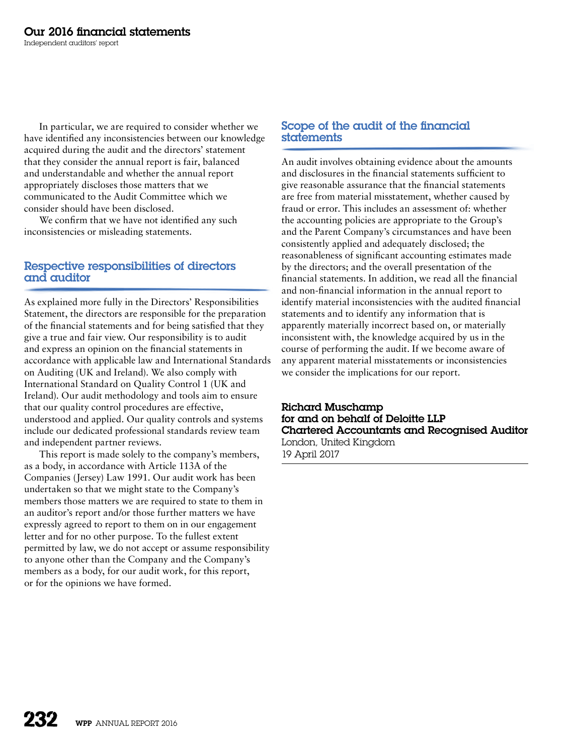In particular, we are required to consider whether we have identified any inconsistencies between our knowledge acquired during the audit and the directors' statement that they consider the annual report is fair, balanced and understandable and whether the annual report appropriately discloses those matters that we communicated to the Audit Committee which we consider should have been disclosed.

We confirm that we have not identified any such inconsistencies or misleading statements.

## Respective responsibilities of directors and auditor

As explained more fully in the Directors' Responsibilities Statement, the directors are responsible for the preparation of the financial statements and for being satisfied that they give a true and fair view. Our responsibility is to audit and express an opinion on the financial statements in accordance with applicable law and International Standards on Auditing (UK and Ireland). We also comply with International Standard on Quality Control 1 (UK and Ireland). Our audit methodology and tools aim to ensure that our quality control procedures are effective, understood and applied. Our quality controls and systems include our dedicated professional standards review team and independent partner reviews.

This report is made solely to the company's members, as a body, in accordance with Article 113A of the Companies (Jersey) Law 1991. Our audit work has been undertaken so that we might state to the Company's members those matters we are required to state to them in an auditor's report and/or those further matters we have expressly agreed to report to them on in our engagement letter and for no other purpose. To the fullest extent permitted by law, we do not accept or assume responsibility to anyone other than the Company and the Company's members as a body, for our audit work, for this report, or for the opinions we have formed.

## Scope of the audit of the financial statements

An audit involves obtaining evidence about the amounts and disclosures in the financial statements sufficient to give reasonable assurance that the financial statements are free from material misstatement, whether caused by fraud or error. This includes an assessment of: whether the accounting policies are appropriate to the Group's and the Parent Company's circumstances and have been consistently applied and adequately disclosed; the reasonableness of significant accounting estimates made by the directors; and the overall presentation of the financial statements. In addition, we read all the financial and non-financial information in the annual report to identify material inconsistencies with the audited financial statements and to identify any information that is apparently materially incorrect based on, or materially inconsistent with, the knowledge acquired by us in the course of performing the audit. If we become aware of any apparent material misstatements or inconsistencies we consider the implications for our report.

**Richard Muschamp**
**for and on behalf of Deloitte LLP**
**Chartered Accountants and Recognised Auditor**
London, United Kingdom
19 April 2017